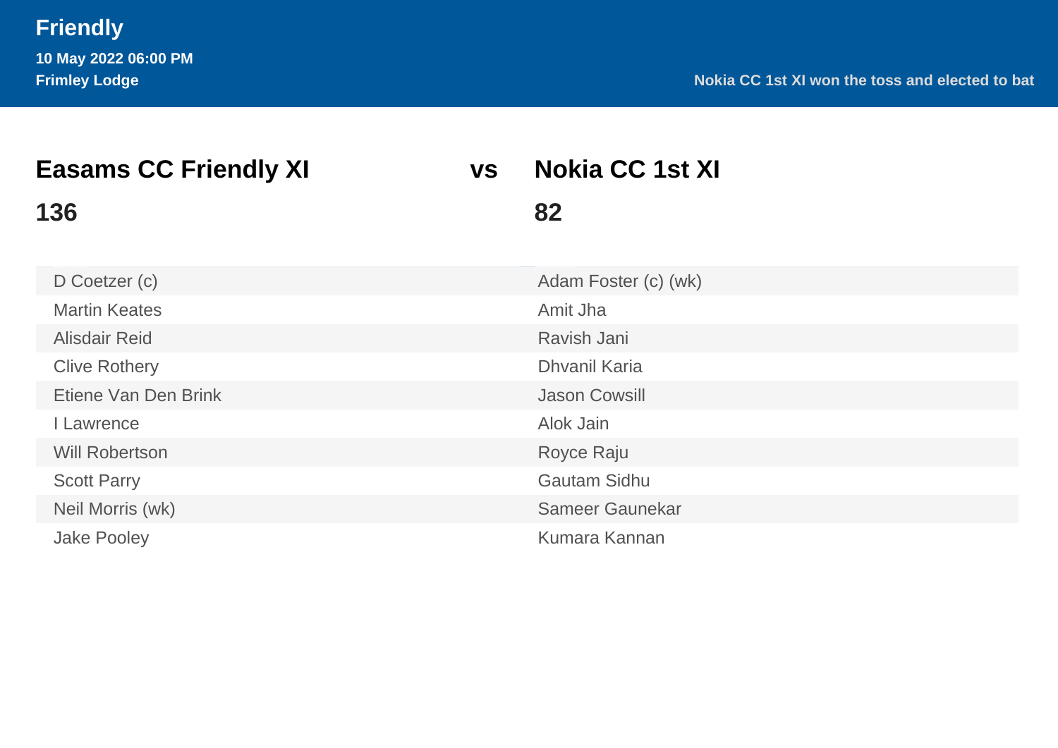# Friendly

**10 May 2022 06:00 PM**

**Frimley Lodge**

**Nokia CC 1st XI won the toss and elected to bat**

| Easams CC Friendly XI | vs | Nokia CC 1st XI |
|---|---|---|
| **136** | | **82** |

| Easams CC Friendly XI | Nokia CC 1st XI |
|---|---|
| D Coetzer (c) | Adam Foster (c) (wk) |
| Martin Keates | Amit Jha |
| Alisdair Reid | Ravish Jani |
| Clive Rothery | Dhvanil Karia |
| Etiene Van Den Brink | Jason Cowsill |
| I Lawrence | Alok Jain |
| Will Robertson | Royce Raju |
| Scott Parry | Gautam Sidhu |
| Neil Morris (wk) | Sameer Gaunekar |
| Jake Pooley | Kumara Kannan |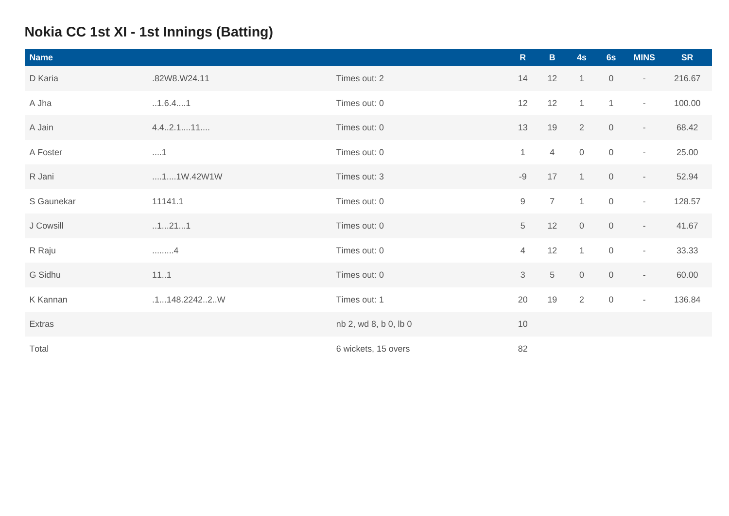# Nokia CC 1st XI - 1st Innings (Batting)

| Name | | | R | B | 4s | 6s | MINS | SR |
|---|---|---|---|---|---|---|---|---|
| D Karia | .82W8.W24.11 | Times out: 2 | 14 | 12 | 1 | 0 | - | 216.67 |
| A Jha | ..1.6.4....1 | Times out: 0 | 12 | 12 | 1 | 1 | - | 100.00 |
| A Jain | 4.4..2.1....11.... | Times out: 0 | 13 | 19 | 2 | 0 | - | 68.42 |
| A Foster | ....1 | Times out: 0 | 1 | 4 | 0 | 0 | - | 25.00 |
| R Jani | ....1....1W.42W1W | Times out: 3 | -9 | 17 | 1 | 0 | - | 52.94 |
| S Gaunekar | 11141.1 | Times out: 0 | 9 | 7 | 1 | 0 | - | 128.57 |
| J Cowsill | ..1...21...1 | Times out: 0 | 5 | 12 | 0 | 0 | - | 41.67 |
| R Raju | .........4 | Times out: 0 | 4 | 12 | 1 | 0 | - | 33.33 |
| G Sidhu | 11..1 | Times out: 0 | 3 | 5 | 0 | 0 | - | 60.00 |
| K Kannan | .1...148.2242..2..W | Times out: 1 | 20 | 19 | 2 | 0 | - | 136.84 |
| Extras | | nb 2, wd 8, b 0, lb 0 | 10 | | | | | |
| Total | | 6 wickets, 15 overs | 82 | | | | | |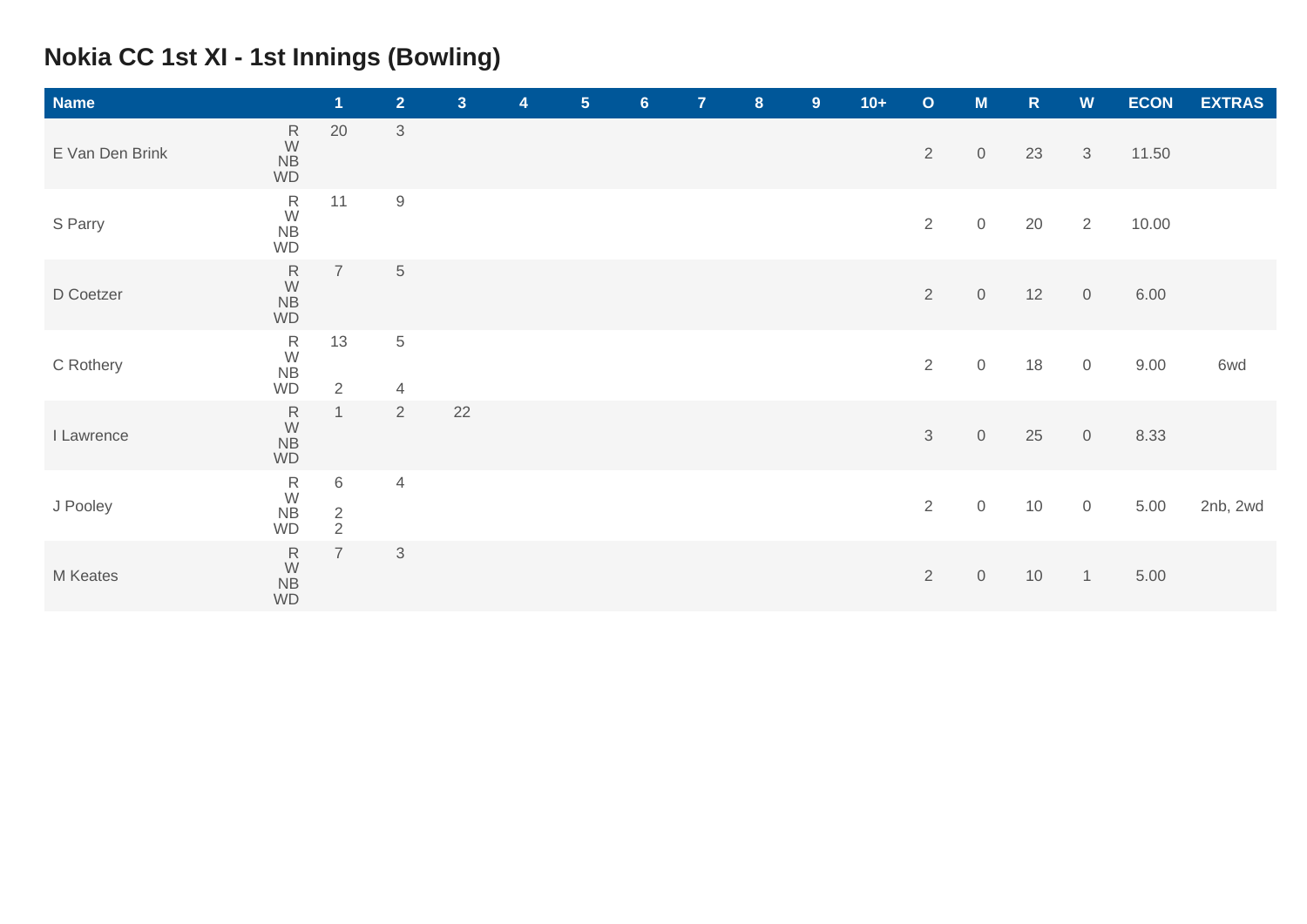# Nokia CC 1st XI - 1st Innings (Bowling)

| Name | | 1 | 2 | 3 | 4 | 5 | 6 | 7 | 8 | 9 | 10+ | O | M | R | W | ECON | EXTRAS |
|---|---|---|---|---|---|---|---|---|---|---|---|---|---|---|---|---|---|
| E Van Den Brink | R<br>W<br>NB<br>WD | 20 | 3 | | | | | | | | | 2 | 0 | 23 | 3 | 11.50 | |
| S Parry | R<br>W<br>NB<br>WD | 11 | 9 | | | | | | | | | 2 | 0 | 20 | 2 | 10.00 | |
| D Coetzer | R<br>W<br>NB<br>WD | 7 | 5 | | | | | | | | | 2 | 0 | 12 | 0 | 6.00 | |
| C Rothery | R<br>W<br>NB<br>WD | 13<br><br><br>2 | 5<br><br><br>4 | | | | | | | | | 2 | 0 | 18 | 0 | 9.00 | 6wd |
| I Lawrence | R<br>W<br>NB<br>WD | 1 | 2 | 22 | | | | | | | | 3 | 0 | 25 | 0 | 8.33 | |
| J Pooley | R<br>W<br>NB<br>WD | 6<br><br>2<br>2 | 4 | | | | | | | | | 2 | 0 | 10 | 0 | 5.00 | 2nb, 2wd |
| M Keates | R<br>W<br>NB<br>WD | 7 | 3 | | | | | | | | | 2 | 0 | 10 | 1 | 5.00 | |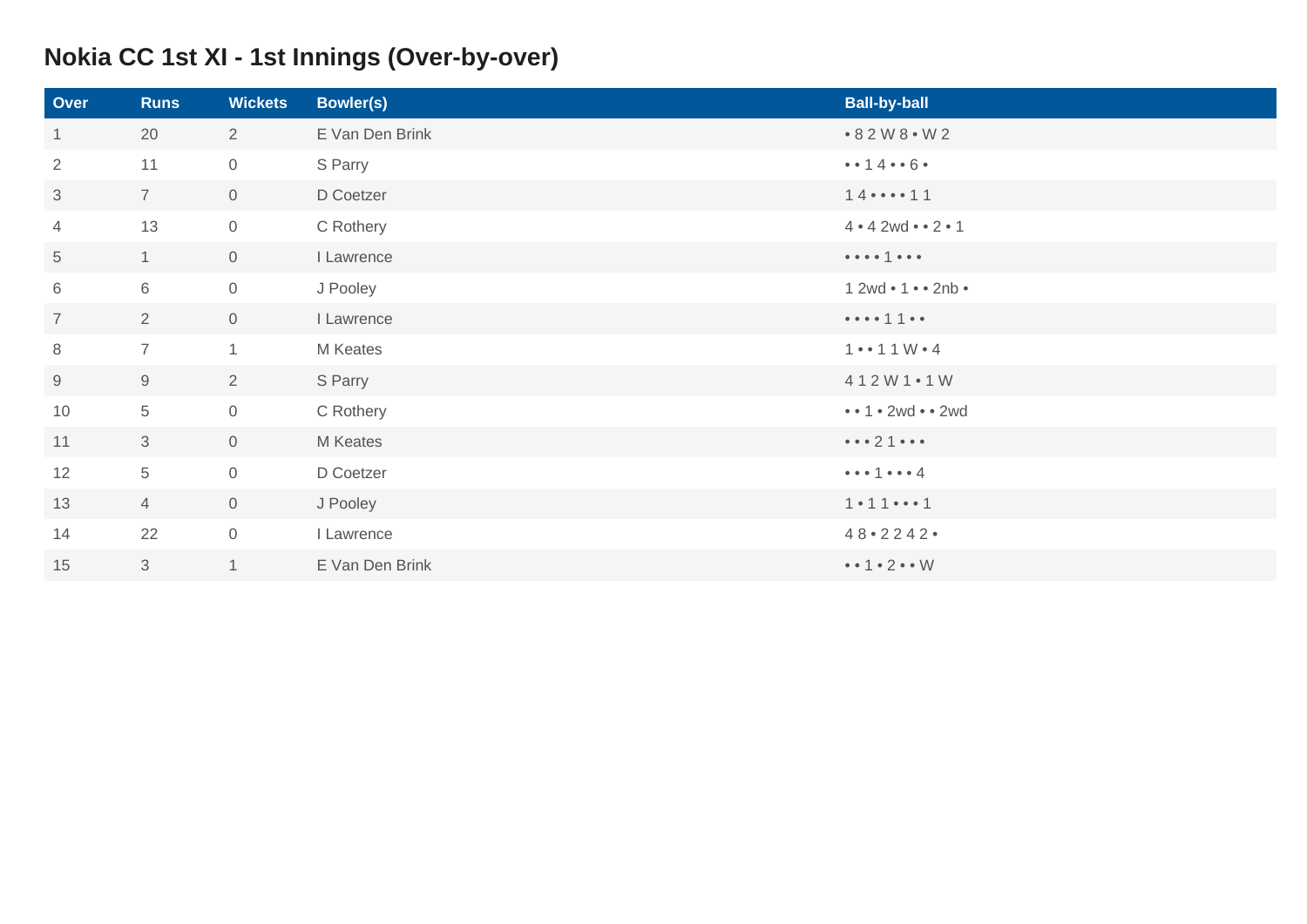## Nokia CC 1st XI - 1st Innings (Over-by-over)

| Over | Runs | Wickets | Bowler(s) | Ball-by-ball |
|---|---|---|---|---|
| 1 | 20 | 2 | E Van Den Brink | • 8 2 W 8 • W 2 |
| 2 | 11 | 0 | S Parry | • • 1 4 • • 6 • |
| 3 | 7 | 0 | D Coetzer | 1 4 • • • • 1 1 |
| 4 | 13 | 0 | C Rothery | 4 • 4 2wd • • 2 • 1 |
| 5 | 1 | 0 | I Lawrence | • • • • 1 • • • |
| 6 | 6 | 0 | J Pooley | 1 2wd • 1 • • 2nb • |
| 7 | 2 | 0 | I Lawrence | • • • • 1 1 • • |
| 8 | 7 | 1 | M Keates | 1 • • 1 1 W • 4 |
| 9 | 9 | 2 | S Parry | 4 1 2 W 1 • 1 W |
| 10 | 5 | 0 | C Rothery | • • 1 • 2wd • • 2wd |
| 11 | 3 | 0 | M Keates | • • • 2 1 • • • |
| 12 | 5 | 0 | D Coetzer | • • • 1 • • • 4 |
| 13 | 4 | 0 | J Pooley | 1 • 1 1 • • • 1 |
| 14 | 22 | 0 | I Lawrence | 4 8 • 2 2 4 2 • |
| 15 | 3 | 1 | E Van Den Brink | • • 1 • 2 • • W |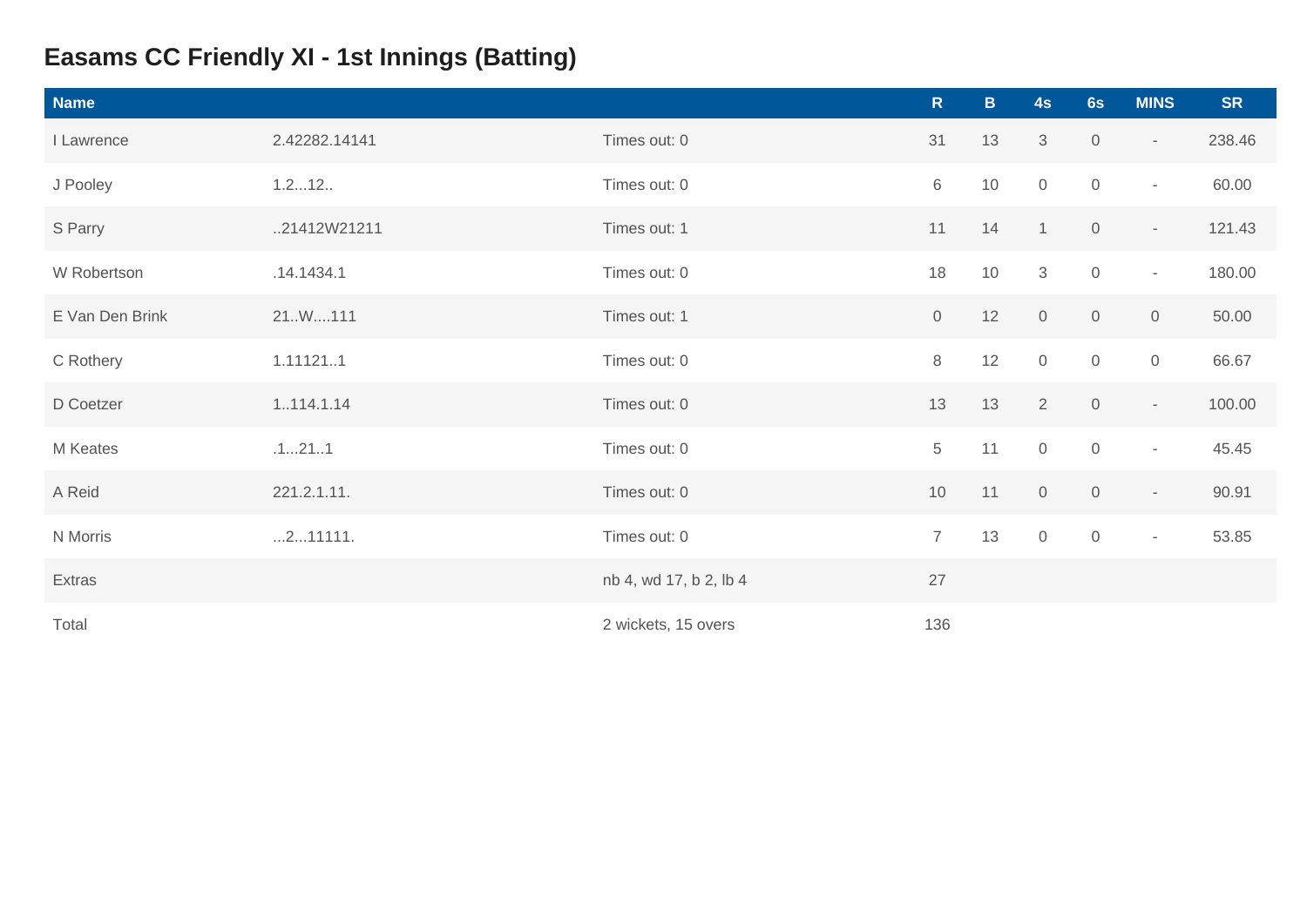# Easams CC Friendly XI - 1st Innings (Batting)

| Name | | | R | B | 4s | 6s | MINS | SR |
|---|---|---|---|---|---|---|---|---|
| I Lawrence | 2.42282.14141 | Times out: 0 | 31 | 13 | 3 | 0 | - | 238.46 |
| J Pooley | 1.2...12.. | Times out: 0 | 6 | 10 | 0 | 0 | - | 60.00 |
| S Parry | ..21412W21211 | Times out: 1 | 11 | 14 | 1 | 0 | - | 121.43 |
| W Robertson | .14.1434.1 | Times out: 0 | 18 | 10 | 3 | 0 | - | 180.00 |
| E Van Den Brink | 21..W....111 | Times out: 1 | 0 | 12 | 0 | 0 | 0 | 50.00 |
| C Rothery | 1.11121..1 | Times out: 0 | 8 | 12 | 0 | 0 | 0 | 66.67 |
| D Coetzer | 1..114.1.14 | Times out: 0 | 13 | 13 | 2 | 0 | - | 100.00 |
| M Keates | .1...21..1 | Times out: 0 | 5 | 11 | 0 | 0 | - | 45.45 |
| A Reid | 221.2.1.11. | Times out: 0 | 10 | 11 | 0 | 0 | - | 90.91 |
| N Morris | ...2...11111. | Times out: 0 | 7 | 13 | 0 | 0 | - | 53.85 |
| Extras | | nb 4, wd 17, b 2, lb 4 | 27 | | | | | |
| Total | | 2 wickets, 15 overs | 136 | | | | | |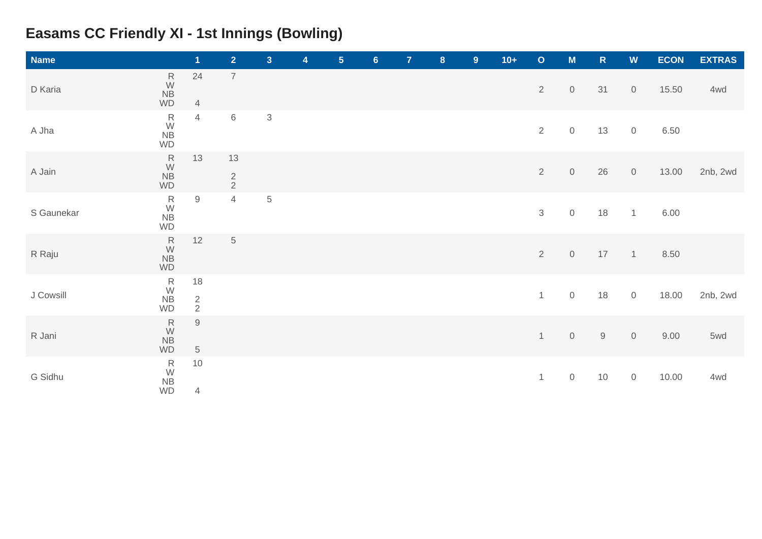## Easams CC Friendly XI - 1st Innings (Bowling)

| Name | | 1 | 2 | 3 | 4 | 5 | 6 | 7 | 8 | 9 | 10+ | O | M | R | W | ECON | EXTRAS |
|---|---|---|---|---|---|---|---|---|---|---|---|---|---|---|---|---|---|
| D Karia | R<br>W<br>NB<br>WD | 24<br><br><br>4 | 7 | | | | | | | | | 2 | 0 | 31 | 0 | 15.50 | 4wd |
| A Jha | R<br>W<br>NB<br>WD | 4 | 6 | 3 | | | | | | | | 2 | 0 | 13 | 0 | 6.50 | |
| A Jain | R<br>W<br>NB<br>WD | 13 | 13<br><br>2<br>2 | | | | | | | | | 2 | 0 | 26 | 0 | 13.00 | 2nb, 2wd |
| S Gaunekar | R<br>W<br>NB<br>WD | 9 | 4 | 5 | | | | | | | | 3 | 0 | 18 | 1 | 6.00 | |
| R Raju | R<br>W<br>NB<br>WD | 12 | 5 | | | | | | | | | 2 | 0 | 17 | 1 | 8.50 | |
| J Cowsill | R<br>W<br>NB<br>WD | 18<br><br>2<br>2 | | | | | | | | | | 1 | 0 | 18 | 0 | 18.00 | 2nb, 2wd |
| R Jani | R<br>W<br>NB<br>WD | 9<br><br><br>5 | | | | | | | | | | 1 | 0 | 9 | 0 | 9.00 | 5wd |
| G Sidhu | R<br>W<br>NB<br>WD | 10<br><br><br>4 | | | | | | | | | | 1 | 0 | 10 | 0 | 10.00 | 4wd |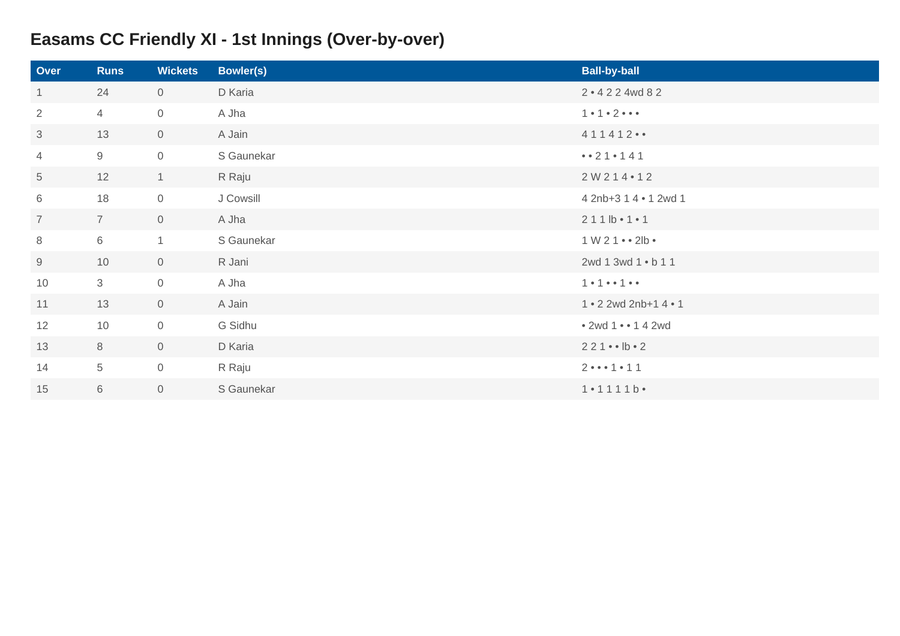# Easams CC Friendly XI - 1st Innings (Over-by-over)

| Over | Runs | Wickets | Bowler(s) | Ball-by-ball |
|---|---|---|---|---|
| 1 | 24 | 0 | D Karia | 2 • 4 2 2 4wd 8 2 |
| 2 | 4 | 0 | A Jha | 1 • 1 • 2 • • • |
| 3 | 13 | 0 | A Jain | 4 1 1 4 1 2 • • |
| 4 | 9 | 0 | S Gaunekar | • • 2 1 • 1 4 1 |
| 5 | 12 | 1 | R Raju | 2 W 2 1 4 • 1 2 |
| 6 | 18 | 0 | J Cowsill | 4 2nb+3 1 4 • 1 2wd 1 |
| 7 | 7 | 0 | A Jha | 2 1 1 lb • 1 • 1 |
| 8 | 6 | 1 | S Gaunekar | 1 W 2 1 • • 2lb • |
| 9 | 10 | 0 | R Jani | 2wd 1 3wd 1 • b 1 1 |
| 10 | 3 | 0 | A Jha | 1 • 1 • • 1 • • |
| 11 | 13 | 0 | A Jain | 1 • 2 2wd 2nb+1 4 • 1 |
| 12 | 10 | 0 | G Sidhu | • 2wd 1 • • 1 4 2wd |
| 13 | 8 | 0 | D Karia | 2 2 1 • • lb • 2 |
| 14 | 5 | 0 | R Raju | 2 • • • 1 • 1 1 |
| 15 | 6 | 0 | S Gaunekar | 1 • 1 1 1 1 b • |